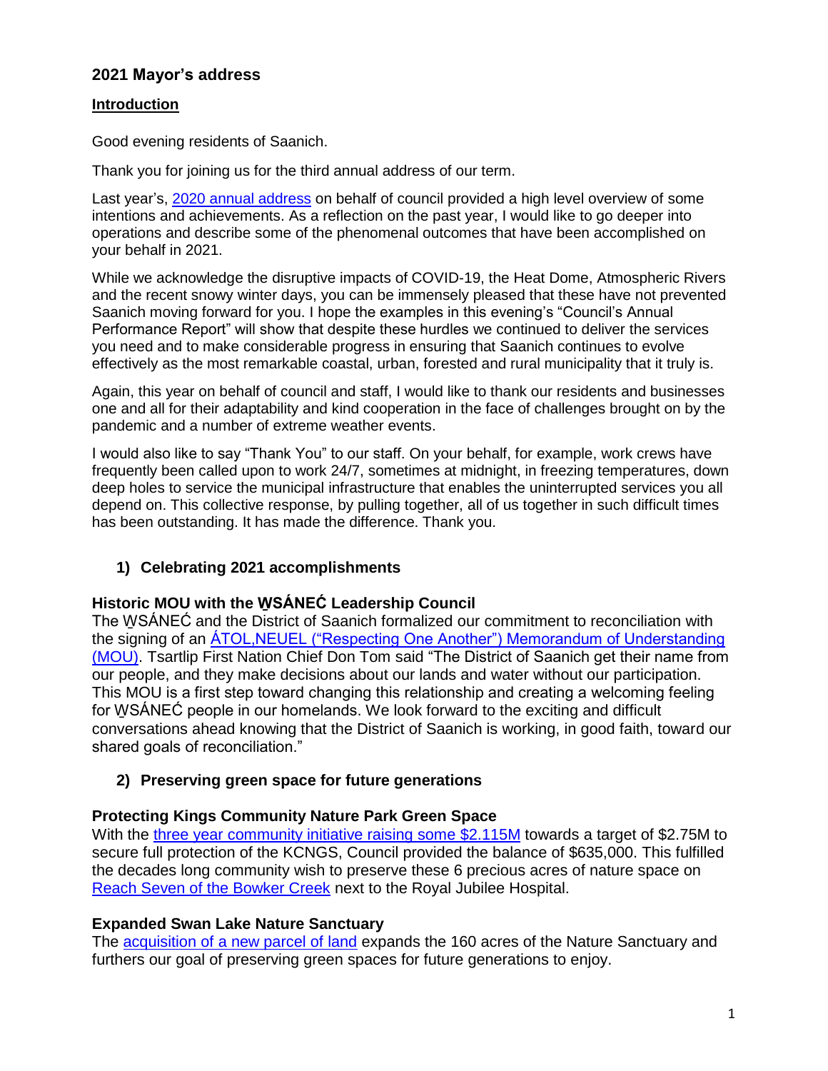## 2021 Mayor's address

**Introduction**

Good evening residents of Saanich.

Thank you for joining us for the third annual address of our term.

Last year's, [2020 annual address] on behalf of council provided a high level overview of some intentions and achievements. As a reflection on the past year, I would like to go deeper into operations and describe some of the phenomenal outcomes that have been accomplished on your behalf in 2021.

While we acknowledge the disruptive impacts of COVID-19, the Heat Dome, Atmospheric Rivers and the recent snowy winter days, you can be immensely pleased that these have not prevented Saanich moving forward for you. I hope the examples in this evening's "Council's Annual Performance Report" will show that despite these hurdles we continued to deliver the services you need and to make considerable progress in ensuring that Saanich continues to evolve effectively as the most remarkable coastal, urban, forested and rural municipality that it truly is.

Again, this year on behalf of council and staff, I would like to thank our residents and businesses one and all for their adaptability and kind cooperation in the face of challenges brought on by the pandemic and a number of extreme weather events.

I would also like to say "Thank You" to our staff. On your behalf, for example, work crews have frequently been called upon to work 24/7, sometimes at midnight, in freezing temperatures, down deep holes to service the municipal infrastructure that enables the uninterrupted services you all depend on. This collective response, by pulling together, all of us together in such difficult times has been outstanding. It has made the difference. Thank you.

### 1) Celebrating 2021 accomplishments

**Historic MOU with the W̱SÁNEĆ Leadership Council**

The W̱SÁNEĆ and the District of Saanich formalized our commitment to reconciliation with the signing of an ÁTOL,NEUEL ("Respecting One Another") Memorandum of Understanding (MOU). Tsartlip First Nation Chief Don Tom said "The District of Saanich get their name from our people, and they make decisions about our lands and water without our participation. This MOU is a first step toward changing this relationship and creating a welcoming feeling for W̱SÁNEĆ people in our homelands. We look forward to the exciting and difficult conversations ahead knowing that the District of Saanich is working, in good faith, toward our shared goals of reconciliation."

### 2) Preserving green space for future generations

**Protecting Kings Community Nature Park Green Space**

With the three year community initiative raising some $2.115M towards a target of $2.75M to secure full protection of the KCNGS, Council provided the balance of $635,000. This fulfilled the decades long community wish to preserve these 6 precious acres of nature space on Reach Seven of the Bowker Creek next to the Royal Jubilee Hospital.

**Expanded Swan Lake Nature Sanctuary**

The acquisition of a new parcel of land expands the 160 acres of the Nature Sanctuary and furthers our goal of preserving green spaces for future generations to enjoy.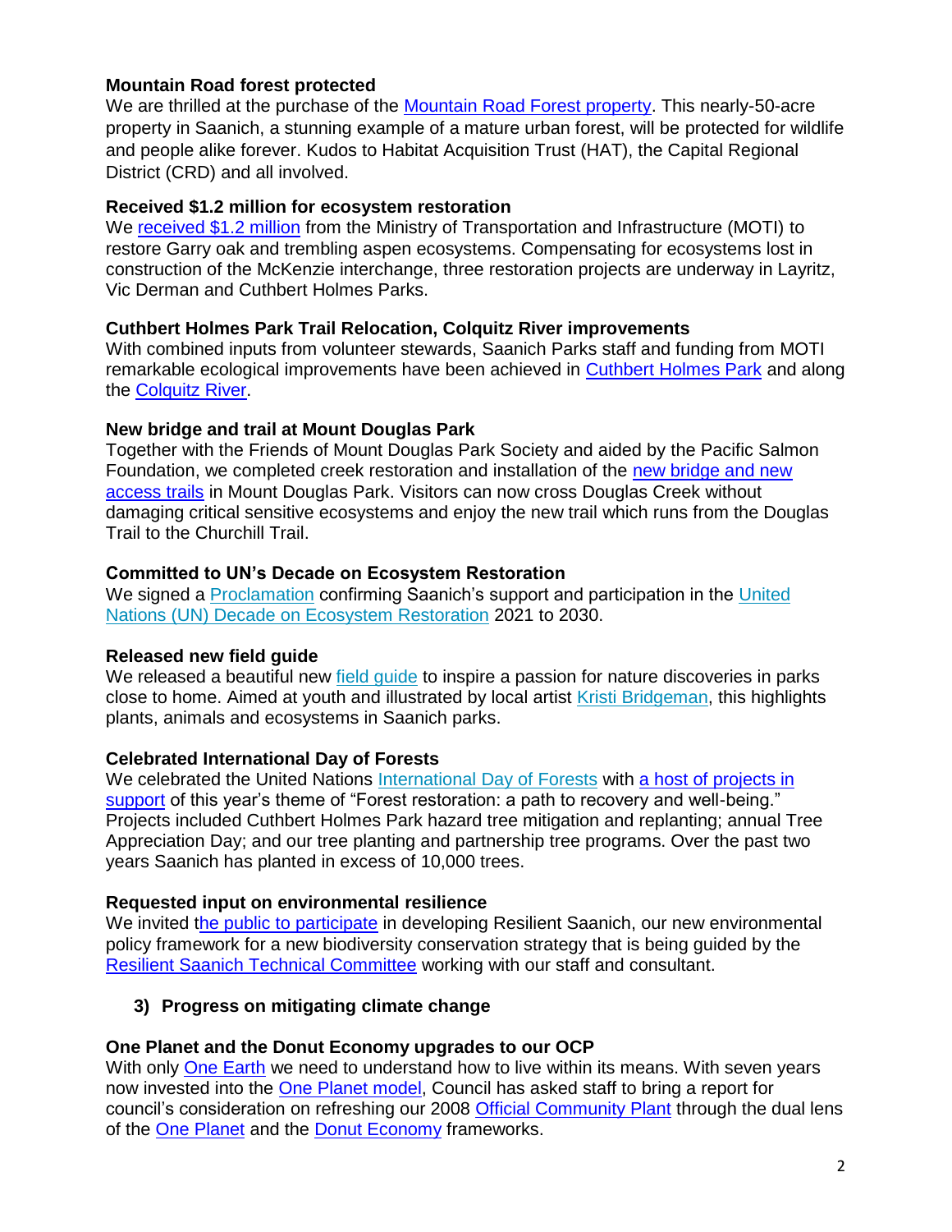**Mountain Road forest protected**

We are thrilled at the purchase of the Mountain Road Forest property. This nearly-50-acre property in Saanich, a stunning example of a mature urban forest, will be protected for wildlife and people alike forever. Kudos to Habitat Acquisition Trust (HAT), the Capital Regional District (CRD) and all involved.

**Received $1.2 million for ecosystem restoration**

We received $1.2 million from the Ministry of Transportation and Infrastructure (MOTI) to restore Garry oak and trembling aspen ecosystems. Compensating for ecosystems lost in construction of the McKenzie interchange, three restoration projects are underway in Layritz, Vic Derman and Cuthbert Holmes Parks.

**Cuthbert Holmes Park Trail Relocation, Colquitz River improvements**

With combined inputs from volunteer stewards, Saanich Parks staff and funding from MOTI remarkable ecological improvements have been achieved in Cuthbert Holmes Park and along the Colquitz River.

**New bridge and trail at Mount Douglas Park**

Together with the Friends of Mount Douglas Park Society and aided by the Pacific Salmon Foundation, we completed creek restoration and installation of the new bridge and new access trails in Mount Douglas Park. Visitors can now cross Douglas Creek without damaging critical sensitive ecosystems and enjoy the new trail which runs from the Douglas Trail to the Churchill Trail.

**Committed to UN's Decade on Ecosystem Restoration**

We signed a Proclamation confirming Saanich's support and participation in the United Nations (UN) Decade on Ecosystem Restoration 2021 to 2030.

**Released new field guide**

We released a beautiful new field guide to inspire a passion for nature discoveries in parks close to home. Aimed at youth and illustrated by local artist Kristi Bridgeman, this highlights plants, animals and ecosystems in Saanich parks.

**Celebrated International Day of Forests**

We celebrated the United Nations International Day of Forests with a host of projects in support of this year's theme of "Forest restoration: a path to recovery and well-being." Projects included Cuthbert Holmes Park hazard tree mitigation and replanting; annual Tree Appreciation Day; and our tree planting and partnership tree programs. Over the past two years Saanich has planted in excess of 10,000 trees.

**Requested input on environmental resilience**

We invited the public to participate in developing Resilient Saanich, our new environmental policy framework for a new biodiversity conservation strategy that is being guided by the Resilient Saanich Technical Committee working with our staff and consultant.

## 3) Progress on mitigating climate change

**One Planet and the Donut Economy upgrades to our OCP**

With only One Earth we need to understand how to live within its means. With seven years now invested into the One Planet model, Council has asked staff to bring a report for council's consideration on refreshing our 2008 Official Community Plant through the dual lens of the One Planet and the Donut Economy frameworks.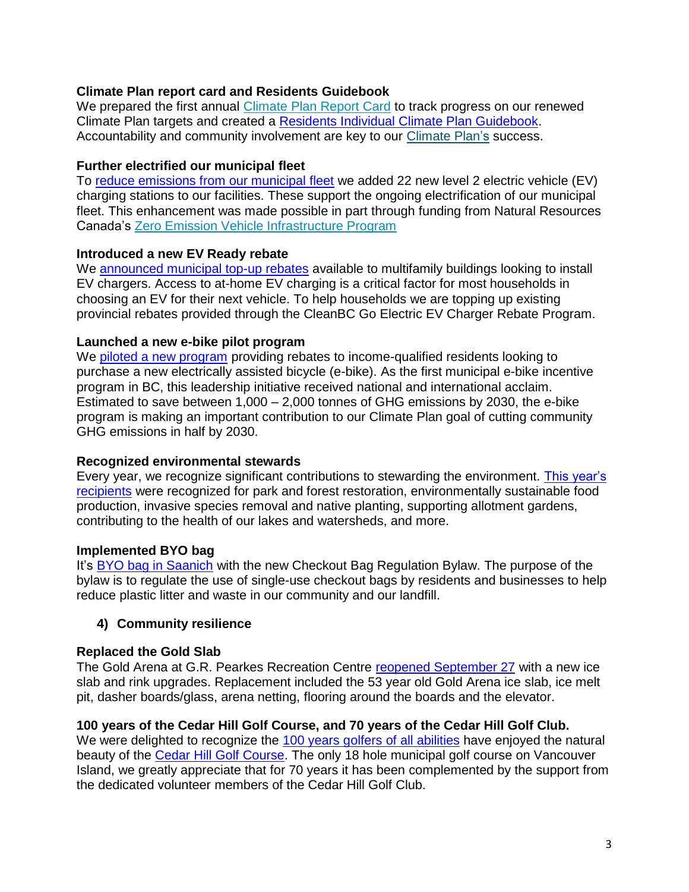**Climate Plan report card and Residents Guidebook**

We prepared the first annual Climate Plan Report Card to track progress on our renewed Climate Plan targets and created a Residents Individual Climate Plan Guidebook. Accountability and community involvement are key to our Climate Plan's success.

**Further electrified our municipal fleet**

To reduce emissions from our municipal fleet we added 22 new level 2 electric vehicle (EV) charging stations to our facilities. These support the ongoing electrification of our municipal fleet. This enhancement was made possible in part through funding from Natural Resources Canada's Zero Emission Vehicle Infrastructure Program

**Introduced a new EV Ready rebate**

We announced municipal top-up rebates available to multifamily buildings looking to install EV chargers. Access to at-home EV charging is a critical factor for most households in choosing an EV for their next vehicle. To help households we are topping up existing provincial rebates provided through the CleanBC Go Electric EV Charger Rebate Program.

**Launched a new e-bike pilot program**

We piloted a new program providing rebates to income-qualified residents looking to purchase a new electrically assisted bicycle (e-bike). As the first municipal e-bike incentive program in BC, this leadership initiative received national and international acclaim. Estimated to save between 1,000 – 2,000 tonnes of GHG emissions by 2030, the e-bike program is making an important contribution to our Climate Plan goal of cutting community GHG emissions in half by 2030.

**Recognized environmental stewards**

Every year, we recognize significant contributions to stewarding the environment. This year's recipients were recognized for park and forest restoration, environmentally sustainable food production, invasive species removal and native planting, supporting allotment gardens, contributing to the health of our lakes and watersheds, and more.

**Implemented BYO bag**

It's BYO bag in Saanich with the new Checkout Bag Regulation Bylaw. The purpose of the bylaw is to regulate the use of single-use checkout bags by residents and businesses to help reduce plastic litter and waste in our community and our landfill.

## 4) Community resilience

**Replaced the Gold Slab**

The Gold Arena at G.R. Pearkes Recreation Centre reopened September 27 with a new ice slab and rink upgrades. Replacement included the 53 year old Gold Arena ice slab, ice melt pit, dasher boards/glass, arena netting, flooring around the boards and the elevator.

**100 years of the Cedar Hill Golf Course, and 70 years of the Cedar Hill Golf Club.**

We were delighted to recognize the 100 years golfers of all abilities have enjoyed the natural beauty of the Cedar Hill Golf Course. The only 18 hole municipal golf course on Vancouver Island, we greatly appreciate that for 70 years it has been complemented by the support from the dedicated volunteer members of the Cedar Hill Golf Club.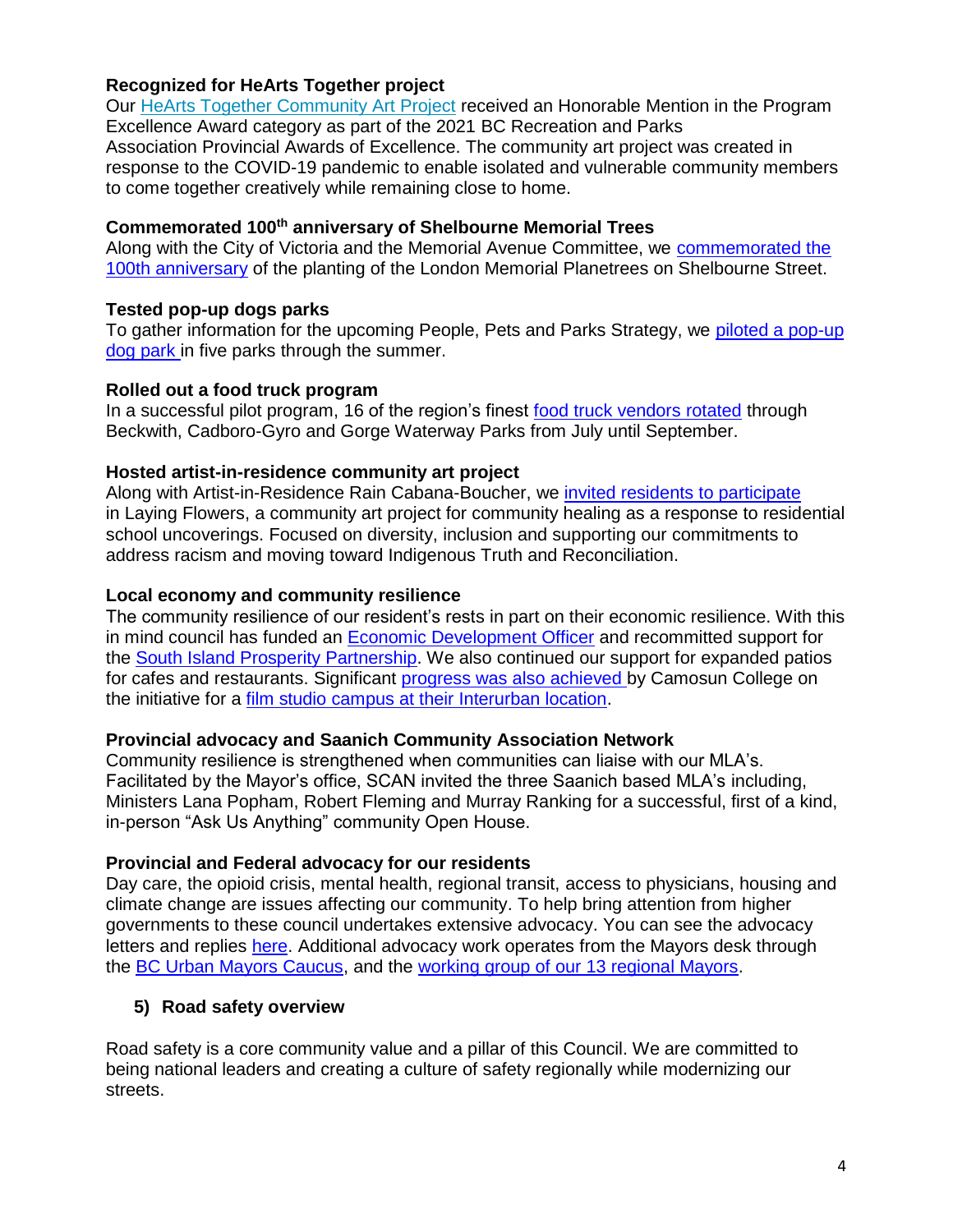**Recognized for HeArts Together project**

Our [HeArts Together Community Art Project] received an Honorable Mention in the Program Excellence Award category as part of the 2021 BC Recreation and Parks Association Provincial Awards of Excellence. The community art project was created in response to the COVID-19 pandemic to enable isolated and vulnerable community members to come together creatively while remaining close to home.

**Commemorated 100th anniversary of Shelbourne Memorial Trees**

Along with the City of Victoria and the Memorial Avenue Committee, we commemorated the 100th anniversary of the planting of the London Memorial Planetrees on Shelbourne Street.

**Tested pop-up dogs parks**

To gather information for the upcoming People, Pets and Parks Strategy, we piloted a pop-up dog park in five parks through the summer.

**Rolled out a food truck program**

In a successful pilot program, 16 of the region's finest food truck vendors rotated through Beckwith, Cadboro-Gyro and Gorge Waterway Parks from July until September.

**Hosted artist-in-residence community art project**

Along with Artist-in-Residence Rain Cabana-Boucher, we invited residents to participate in Laying Flowers, a community art project for community healing as a response to residential school uncoverings. Focused on diversity, inclusion and supporting our commitments to address racism and moving toward Indigenous Truth and Reconciliation.

**Local economy and community resilience**

The community resilience of our resident's rests in part on their economic resilience. With this in mind council has funded an Economic Development Officer and recommitted support for the South Island Prosperity Partnership. We also continued our support for expanded patios for cafes and restaurants. Significant progress was also achieved by Camosun College on the initiative for a film studio campus at their Interurban location.

**Provincial advocacy and Saanich Community Association Network**

Community resilience is strengthened when communities can liaise with our MLA's. Facilitated by the Mayor's office, SCAN invited the three Saanich based MLA's including, Ministers Lana Popham, Robert Fleming and Murray Ranking for a successful, first of a kind, in-person "Ask Us Anything" community Open House.

**Provincial and Federal advocacy for our residents**

Day care, the opioid crisis, mental health, regional transit, access to physicians, housing and climate change are issues affecting our community. To help bring attention from higher governments to these council undertakes extensive advocacy. You can see the advocacy letters and replies here. Additional advocacy work operates from the Mayors desk through the BC Urban Mayors Caucus, and the working group of our 13 regional Mayors.

## 5) Road safety overview

Road safety is a core community value and a pillar of this Council. We are committed to being national leaders and creating a culture of safety regionally while modernizing our streets.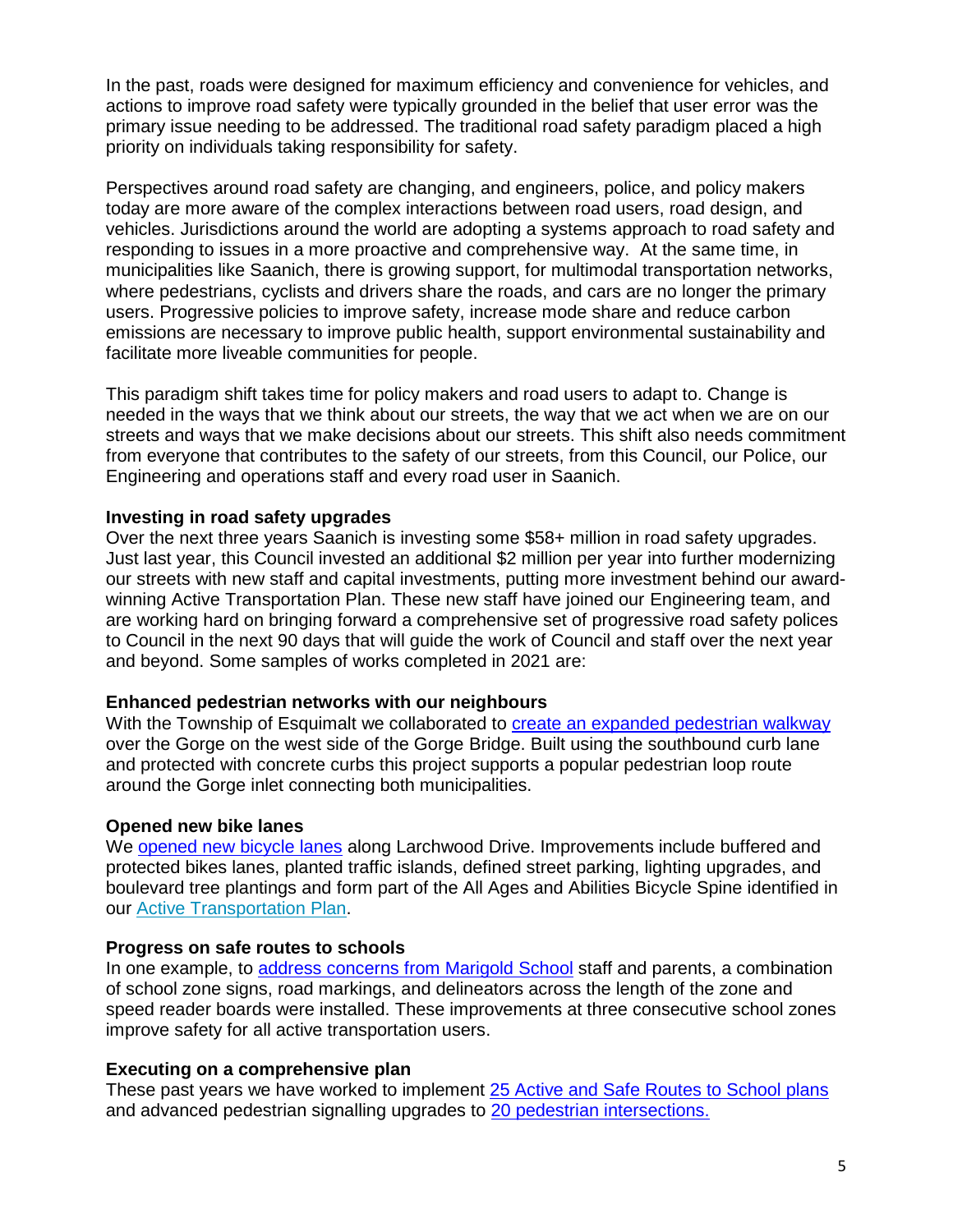In the past, roads were designed for maximum efficiency and convenience for vehicles, and actions to improve road safety were typically grounded in the belief that user error was the primary issue needing to be addressed. The traditional road safety paradigm placed a high priority on individuals taking responsibility for safety.

Perspectives around road safety are changing, and engineers, police, and policy makers today are more aware of the complex interactions between road users, road design, and vehicles. Jurisdictions around the world are adopting a systems approach to road safety and responding to issues in a more proactive and comprehensive way. At the same time, in municipalities like Saanich, there is growing support, for multimodal transportation networks, where pedestrians, cyclists and drivers share the roads, and cars are no longer the primary users. Progressive policies to improve safety, increase mode share and reduce carbon emissions are necessary to improve public health, support environmental sustainability and facilitate more liveable communities for people.

This paradigm shift takes time for policy makers and road users to adapt to. Change is needed in the ways that we think about our streets, the way that we act when we are on our streets and ways that we make decisions about our streets. This shift also needs commitment from everyone that contributes to the safety of our streets, from this Council, our Police, our Engineering and operations staff and every road user in Saanich.

**Investing in road safety upgrades**

Over the next three years Saanich is investing some $58+ million in road safety upgrades. Just last year, this Council invested an additional $2 million per year into further modernizing our streets with new staff and capital investments, putting more investment behind our award-winning Active Transportation Plan. These new staff have joined our Engineering team, and are working hard on bringing forward a comprehensive set of progressive road safety polices to Council in the next 90 days that will guide the work of Council and staff over the next year and beyond. Some samples of works completed in 2021 are:

**Enhanced pedestrian networks with our neighbours**

With the Township of Esquimalt we collaborated to create an expanded pedestrian walkway over the Gorge on the west side of the Gorge Bridge. Built using the southbound curb lane and protected with concrete curbs this project supports a popular pedestrian loop route around the Gorge inlet connecting both municipalities.

**Opened new bike lanes**

We opened new bicycle lanes along Larchwood Drive. Improvements include buffered and protected bikes lanes, planted traffic islands, defined street parking, lighting upgrades, and boulevard tree plantings and form part of the All Ages and Abilities Bicycle Spine identified in our Active Transportation Plan.

**Progress on safe routes to schools**

In one example, to address concerns from Marigold School staff and parents, a combination of school zone signs, road markings, and delineators across the length of the zone and speed reader boards were installed. These improvements at three consecutive school zones improve safety for all active transportation users.

**Executing on a comprehensive plan**

These past years we have worked to implement 25 Active and Safe Routes to School plans and advanced pedestrian signalling upgrades to 20 pedestrian intersections.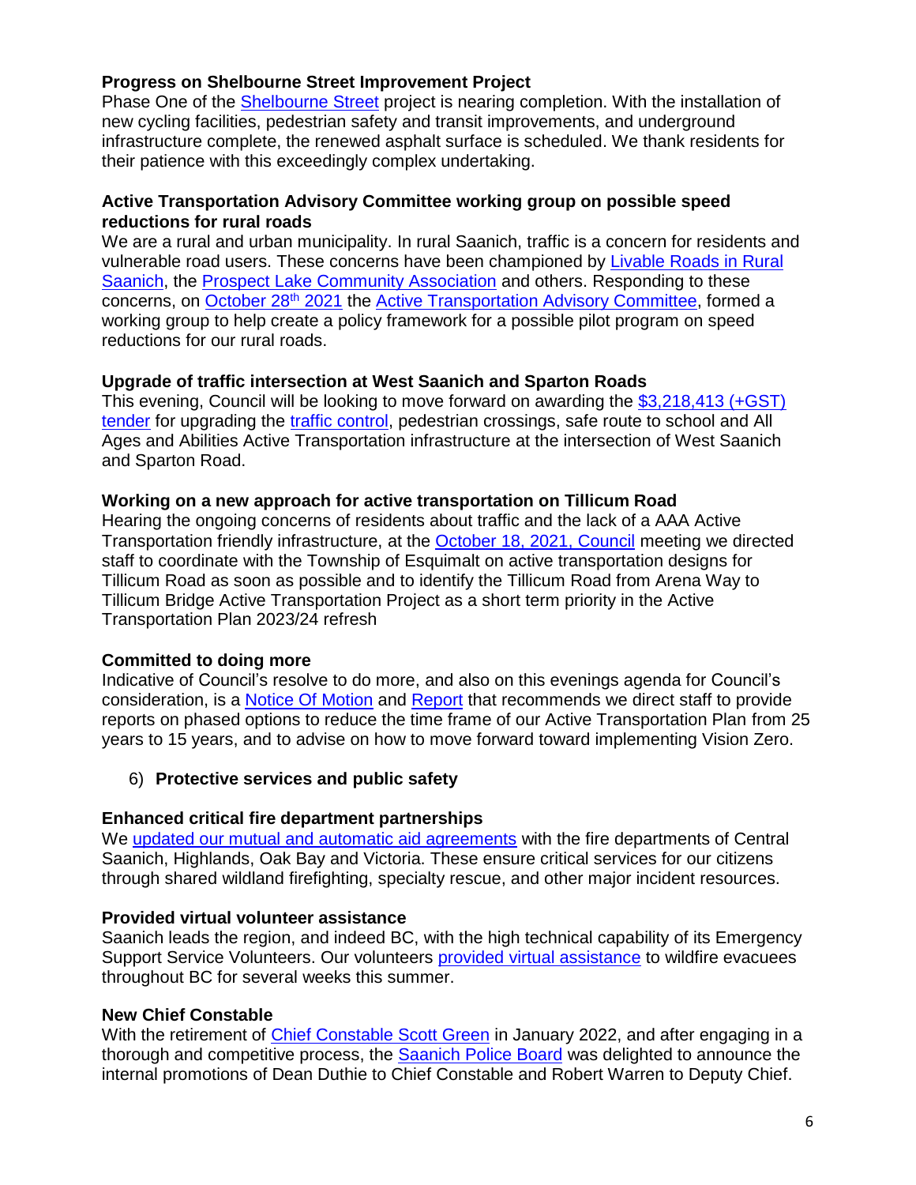**Progress on Shelbourne Street Improvement Project**

Phase One of the Shelbourne Street project is nearing completion. With the installation of new cycling facilities, pedestrian safety and transit improvements, and underground infrastructure complete, the renewed asphalt surface is scheduled. We thank residents for their patience with this exceedingly complex undertaking.

**Active Transportation Advisory Committee working group on possible speed reductions for rural roads**

We are a rural and urban municipality. In rural Saanich, traffic is a concern for residents and vulnerable road users. These concerns have been championed by Livable Roads in Rural Saanich, the Prospect Lake Community Association and others. Responding to these concerns, on October 28th 2021 the Active Transportation Advisory Committee, formed a working group to help create a policy framework for a possible pilot program on speed reductions for our rural roads.

**Upgrade of traffic intersection at West Saanich and Sparton Roads**

This evening, Council will be looking to move forward on awarding the $3,218,413 (+GST) tender for upgrading the traffic control, pedestrian crossings, safe route to school and All Ages and Abilities Active Transportation infrastructure at the intersection of West Saanich and Sparton Road.

**Working on a new approach for active transportation on Tillicum Road**

Hearing the ongoing concerns of residents about traffic and the lack of a AAA Active Transportation friendly infrastructure, at the October 18, 2021, Council meeting we directed staff to coordinate with the Township of Esquimalt on active transportation designs for Tillicum Road as soon as possible and to identify the Tillicum Road from Arena Way to Tillicum Bridge Active Transportation Project as a short term priority in the Active Transportation Plan 2023/24 refresh

**Committed to doing more**

Indicative of Council's resolve to do more, and also on this evenings agenda for Council's consideration, is a Notice Of Motion and Report that recommends we direct staff to provide reports on phased options to reduce the time frame of our Active Transportation Plan from 25 years to 15 years, and to advise on how to move forward toward implementing Vision Zero.

6) **Protective services and public safety**

**Enhanced critical fire department partnerships**

We updated our mutual and automatic aid agreements with the fire departments of Central Saanich, Highlands, Oak Bay and Victoria. These ensure critical services for our citizens through shared wildland firefighting, specialty rescue, and other major incident resources.

**Provided virtual volunteer assistance**

Saanich leads the region, and indeed BC, with the high technical capability of its Emergency Support Service Volunteers. Our volunteers provided virtual assistance to wildfire evacuees throughout BC for several weeks this summer.

**New Chief Constable**

With the retirement of Chief Constable Scott Green in January 2022, and after engaging in a thorough and competitive process, the Saanich Police Board was delighted to announce the internal promotions of Dean Duthie to Chief Constable and Robert Warren to Deputy Chief.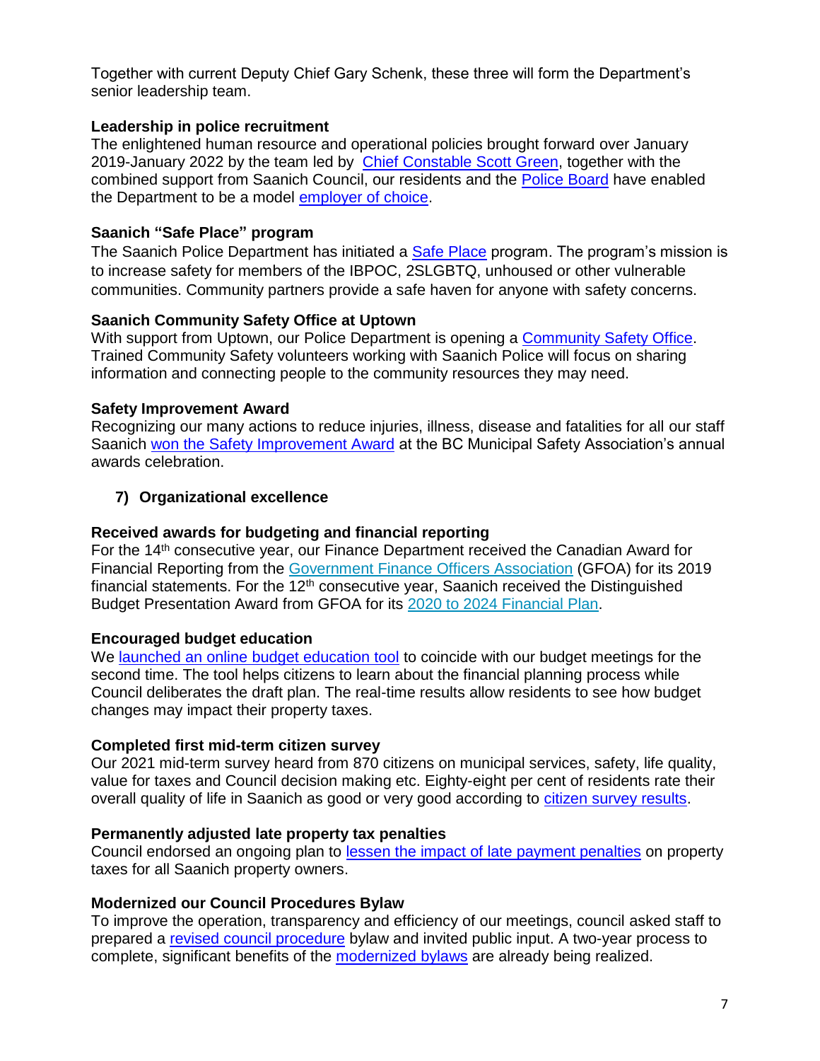Together with current Deputy Chief Gary Schenk, these three will form the Department's senior leadership team.

**Leadership in police recruitment**
The enlightened human resource and operational policies brought forward over January 2019-January 2022 by the team led by Chief Constable Scott Green, together with the combined support from Saanich Council, our residents and the Police Board have enabled the Department to be a model employer of choice.

**Saanich "Safe Place" program**
The Saanich Police Department has initiated a Safe Place program. The program's mission is to increase safety for members of the IBPOC, 2SLGBTQ, unhoused or other vulnerable communities. Community partners provide a safe haven for anyone with safety concerns.

**Saanich Community Safety Office at Uptown**
With support from Uptown, our Police Department is opening a Community Safety Office. Trained Community Safety volunteers working with Saanich Police will focus on sharing information and connecting people to the community resources they may need.

**Safety Improvement Award**
Recognizing our many actions to reduce injuries, illness, disease and fatalities for all our staff Saanich won the Safety Improvement Award at the BC Municipal Safety Association's annual awards celebration.

## 7) Organizational excellence

**Received awards for budgeting and financial reporting**
For the 14th consecutive year, our Finance Department received the Canadian Award for Financial Reporting from the Government Finance Officers Association (GFOA) for its 2019 financial statements. For the 12th consecutive year, Saanich received the Distinguished Budget Presentation Award from GFOA for its 2020 to 2024 Financial Plan.

**Encouraged budget education**
We launched an online budget education tool to coincide with our budget meetings for the second time. The tool helps citizens to learn about the financial planning process while Council deliberates the draft plan. The real-time results allow residents to see how budget changes may impact their property taxes.

**Completed first mid-term citizen survey**
Our 2021 mid-term survey heard from 870 citizens on municipal services, safety, life quality, value for taxes and Council decision making etc. Eighty-eight per cent of residents rate their overall quality of life in Saanich as good or very good according to citizen survey results.

**Permanently adjusted late property tax penalties**
Council endorsed an ongoing plan to lessen the impact of late payment penalties on property taxes for all Saanich property owners.

**Modernized our Council Procedures Bylaw**
To improve the operation, transparency and efficiency of our meetings, council asked staff to prepared a revised council procedure bylaw and invited public input. A two-year process to complete, significant benefits of the modernized bylaws are already being realized.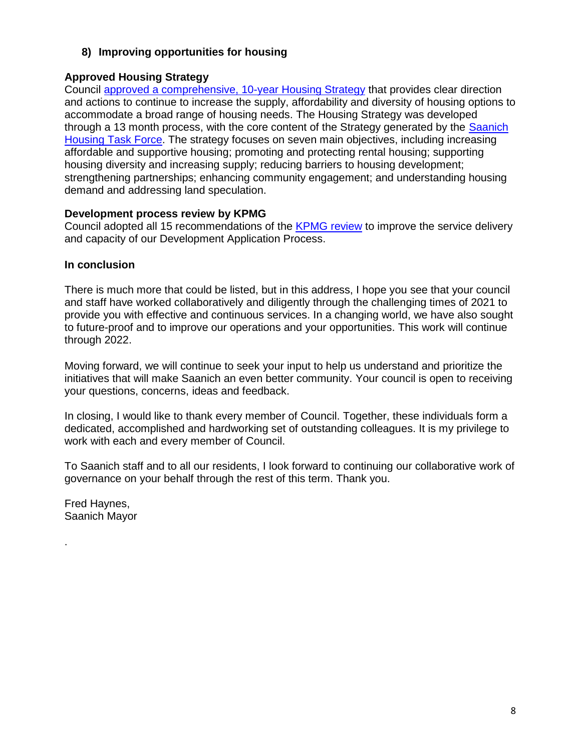## 8) Improving opportunities for housing

**Approved Housing Strategy**

Council approved a comprehensive, 10-year Housing Strategy that provides clear direction and actions to continue to increase the supply, affordability and diversity of housing options to accommodate a broad range of housing needs. The Housing Strategy was developed through a 13 month process, with the core content of the Strategy generated by the Saanich Housing Task Force. The strategy focuses on seven main objectives, including increasing affordable and supportive housing; promoting and protecting rental housing; supporting housing diversity and increasing supply; reducing barriers to housing development; strengthening partnerships; enhancing community engagement; and understanding housing demand and addressing land speculation.

**Development process review by KPMG**

Council adopted all 15 recommendations of the KPMG review to improve the service delivery and capacity of our Development Application Process.

**In conclusion**

There is much more that could be listed, but in this address, I hope you see that your council and staff have worked collaboratively and diligently through the challenging times of 2021 to provide you with effective and continuous services. In a changing world, we have also sought to future-proof and to improve our operations and your opportunities. This work will continue through 2022.

Moving forward, we will continue to seek your input to help us understand and prioritize the initiatives that will make Saanich an even better community. Your council is open to receiving your questions, concerns, ideas and feedback.

In closing, I would like to thank every member of Council. Together, these individuals form a dedicated, accomplished and hardworking set of outstanding colleagues. It is my privilege to work with each and every member of Council.

To Saanich staff and to all our residents, I look forward to continuing our collaborative work of governance on your behalf through the rest of this term. Thank you.

Fred Haynes,
Saanich Mayor

.